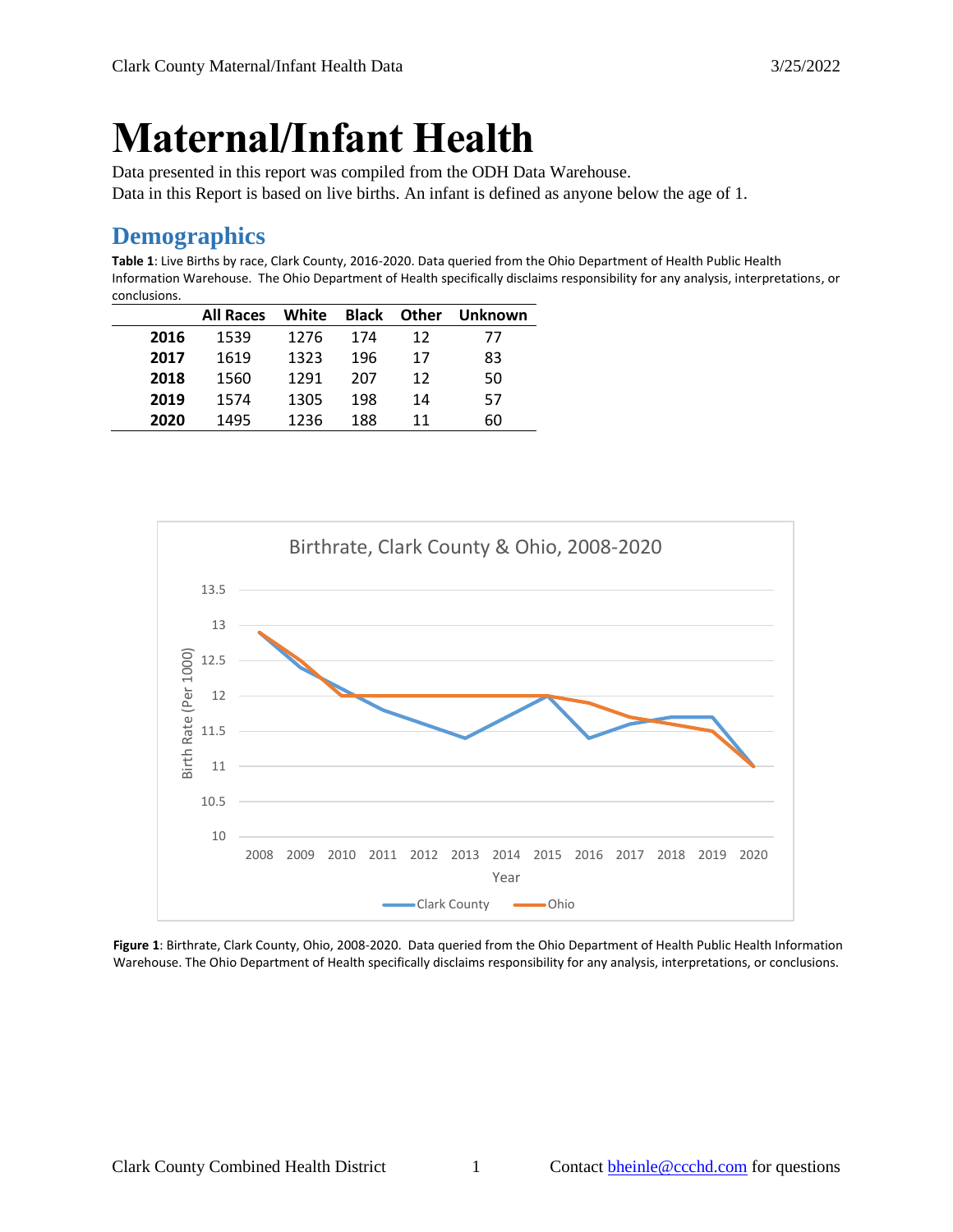# Maternal/Infant Health

Data presented in this report was compiled from the ODH Data Warehouse.
Data in this Report is based on live births. An infant is defined as anyone below the age of 1.

## Demographics

**Table 1**: Live Births by race, Clark County, 2016-2020. Data queried from the Ohio Department of Health Public Health Information Warehouse. The Ohio Department of Health specifically disclaims responsibility for any analysis, interpretations, or conclusions.

| | All Races | White | Black | Other | Unknown |
|---|---|---|---|---|---|
| **2016** | 1539 | 1276 | 174 | 12 | 77 |
| **2017** | 1619 | 1323 | 196 | 17 | 83 |
| **2018** | 1560 | 1291 | 207 | 12 | 50 |
| **2019** | 1574 | 1305 | 198 | 14 | 57 |
| **2020** | 1495 | 1236 | 188 | 11 | 60 |

**Figure 1**: Birthrate, Clark County, Ohio, 2008-2020. Data queried from the Ohio Department of Health Public Health Information Warehouse. The Ohio Department of Health specifically disclaims responsibility for any analysis, interpretations, or conclusions.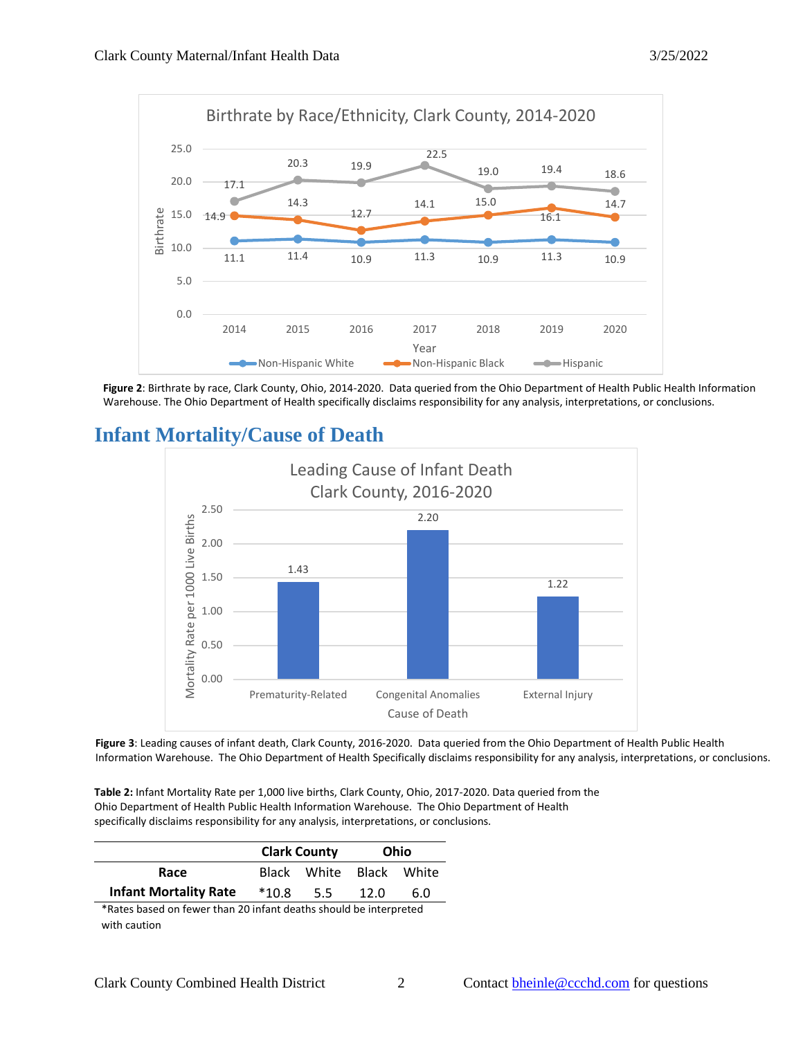**Figure 2**: Birthrate by race, Clark County, Ohio, 2014-2020. Data queried from the Ohio Department of Health Public Health Information Warehouse. The Ohio Department of Health specifically disclaims responsibility for any analysis, interpretations, or conclusions.

## Infant Mortality/Cause of Death

**Figure 3**: Leading causes of infant death, Clark County, 2016-2020. Data queried from the Ohio Department of Health Public Health Information Warehouse. The Ohio Department of Health Specifically disclaims responsibility for any analysis, interpretations, or conclusions.

**Table 2:** Infant Mortality Rate per 1,000 live births, Clark County, Ohio, 2017-2020. Data queried from the Ohio Department of Health Public Health Information Warehouse. The Ohio Department of Health specifically disclaims responsibility for any analysis, interpretations, or conclusions.

| | Clark County | | Ohio | |
|---|---|---|---|---|
| **Race** | Black | White | Black | White |
| **Infant Mortality Rate** | *10.8 | 5.5 | 12.0 | 6.0 |

*Rates based on fewer than 20 infant deaths should be interpreted with caution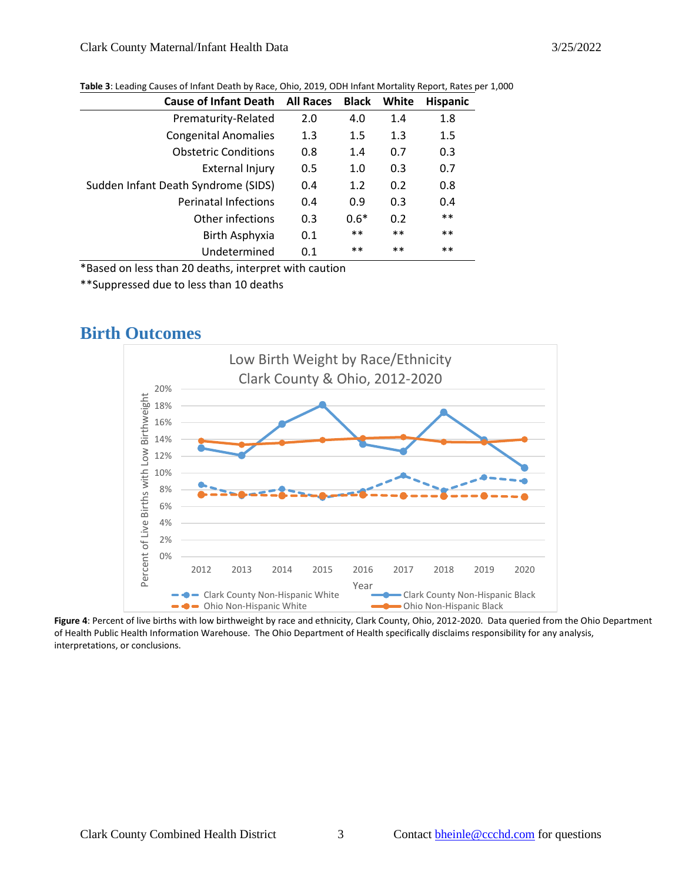**Table 3**: Leading Causes of Infant Death by Race, Ohio, 2019, ODH Infant Mortality Report, Rates per 1,000

| Cause of Infant Death | All Races | Black | White | Hispanic |
|---|---|---|---|---|
| Prematurity-Related | 2.0 | 4.0 | 1.4 | 1.8 |
| Congenital Anomalies | 1.3 | 1.5 | 1.3 | 1.5 |
| Obstetric Conditions | 0.8 | 1.4 | 0.7 | 0.3 |
| External Injury | 0.5 | 1.0 | 0.3 | 0.7 |
| Sudden Infant Death Syndrome (SIDS) | 0.4 | 1.2 | 0.2 | 0.8 |
| Perinatal Infections | 0.4 | 0.9 | 0.3 | 0.4 |
| Other infections | 0.3 | 0.6* | 0.2 | ** |
| Birth Asphyxia | 0.1 | ** | ** | ** |
| Undetermined | 0.1 | ** | ** | ** |

*Based on less than 20 deaths, interpret with caution

**Suppressed due to less than 10 deaths

## Birth Outcomes

**Figure 4**: Percent of live births with low birthweight by race and ethnicity, Clark County, Ohio, 2012-2020. Data queried from the Ohio Department of Health Public Health Information Warehouse. The Ohio Department of Health specifically disclaims responsibility for any analysis, interpretations, or conclusions.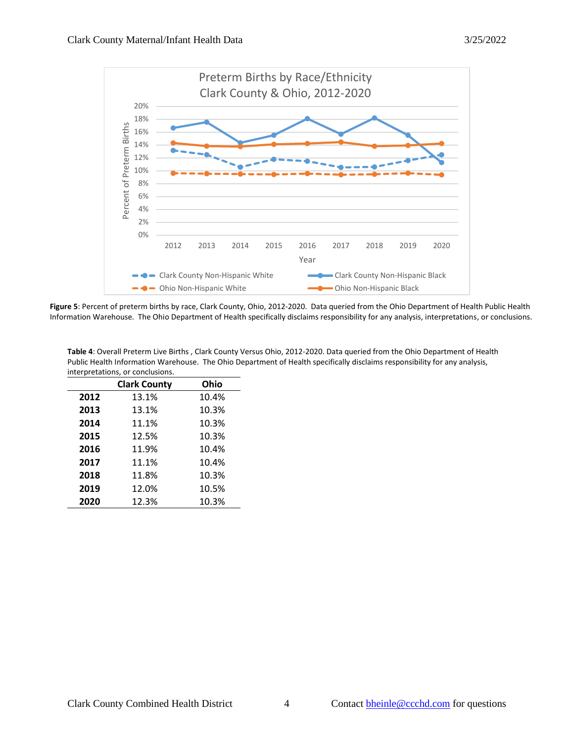**Figure 5**: Percent of preterm births by race, Clark County, Ohio, 2012-2020. Data queried from the Ohio Department of Health Public Health Information Warehouse. The Ohio Department of Health specifically disclaims responsibility for any analysis, interpretations, or conclusions.

**Table 4**: Overall Preterm Live Births , Clark County Versus Ohio, 2012-2020. Data queried from the Ohio Department of Health Public Health Information Warehouse. The Ohio Department of Health specifically disclaims responsibility for any analysis, interpretations, or conclusions.

| | Clark County | Ohio |
|---|---|---|
| **2012** | 13.1% | 10.4% |
| **2013** | 13.1% | 10.3% |
| **2014** | 11.1% | 10.3% |
| **2015** | 12.5% | 10.3% |
| **2016** | 11.9% | 10.4% |
| **2017** | 11.1% | 10.4% |
| **2018** | 11.8% | 10.3% |
| **2019** | 12.0% | 10.5% |
| **2020** | 12.3% | 10.3% |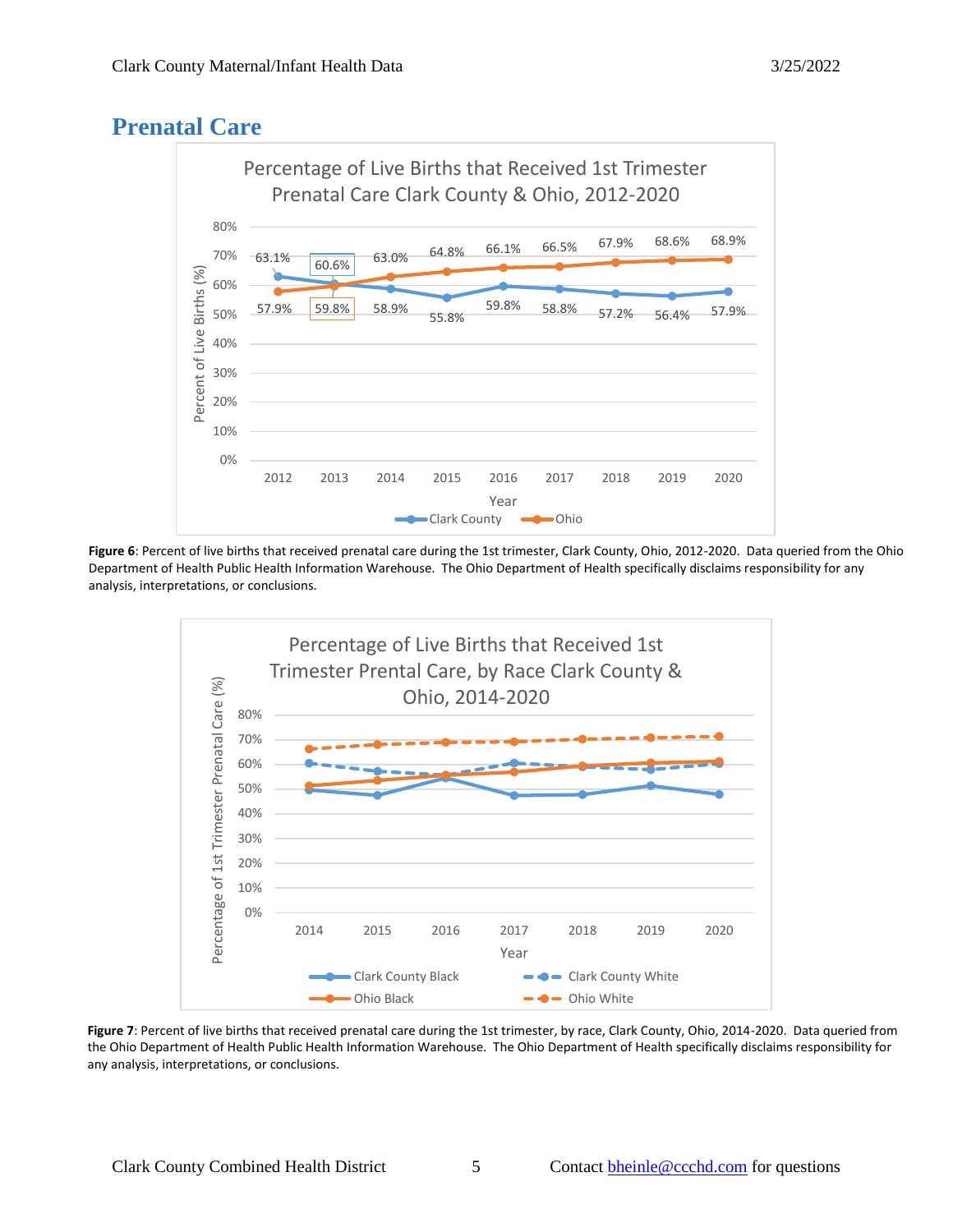## Prenatal Care

**Percentage of Live Births that Received 1st Trimester Prenatal Care Clark County & Ohio, 2012-2020**

| Year | Clark County | Ohio |
|---|---|---|
| 2012 | 63.1% | 57.9% |
| 2013 | 60.6% | 59.8% |
| 2014 | 58.9% | 63.0% |
| 2015 | 55.8% | 64.8% |
| 2016 | 59.8% | 66.1% |
| 2017 | 58.8% | 66.5% |
| 2018 | 57.2% | 67.9% |
| 2019 | 56.4% | 68.6% |
| 2020 | 57.9% | 68.9% |

**Figure 6**: Percent of live births that received prenatal care during the 1st trimester, Clark County, Ohio, 2012-2020. Data queried from the Ohio Department of Health Public Health Information Warehouse. The Ohio Department of Health specifically disclaims responsibility for any analysis, interpretations, or conclusions.

**Percentage of Live Births that Received 1st Trimester Prental Care, by Race Clark County & Ohio, 2014-2020**

(Series: Clark County Black, Clark County White, Ohio Black, Ohio White; Years 2014–2020; Y-axis: Percentage of 1st Trimester Prenatal Care (%))

**Figure 7**: Percent of live births that received prenatal care during the 1st trimester, by race, Clark County, Ohio, 2014-2020. Data queried from the Ohio Department of Health Public Health Information Warehouse. The Ohio Department of Health specifically disclaims responsibility for any analysis, interpretations, or conclusions.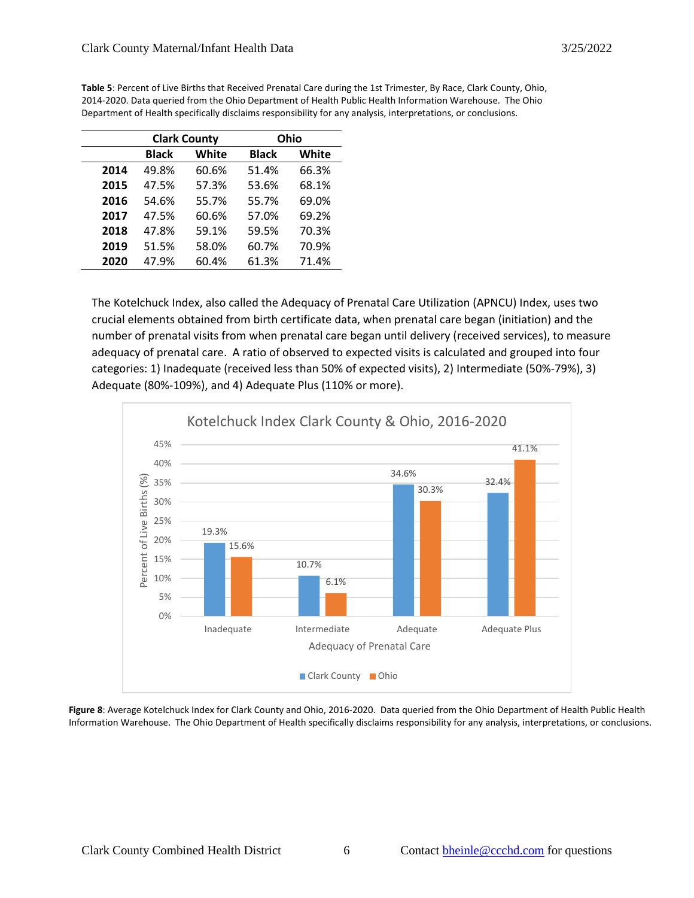**Table 5**: Percent of Live Births that Received Prenatal Care during the 1st Trimester, By Race, Clark County, Ohio, 2014-2020. Data queried from the Ohio Department of Health Public Health Information Warehouse. The Ohio Department of Health specifically disclaims responsibility for any analysis, interpretations, or conclusions.

| | Clark County | | Ohio | |
|---|---|---|---|---|
| | **Black** | **White** | **Black** | **White** |
| **2014** | 49.8% | 60.6% | 51.4% | 66.3% |
| **2015** | 47.5% | 57.3% | 53.6% | 68.1% |
| **2016** | 54.6% | 55.7% | 55.7% | 69.0% |
| **2017** | 47.5% | 60.6% | 57.0% | 69.2% |
| **2018** | 47.8% | 59.1% | 59.5% | 70.3% |
| **2019** | 51.5% | 58.0% | 60.7% | 70.9% |
| **2020** | 47.9% | 60.4% | 61.3% | 71.4% |

The Kotelchuck Index, also called the Adequacy of Prenatal Care Utilization (APNCU) Index, uses two crucial elements obtained from birth certificate data, when prenatal care began (initiation) and the number of prenatal visits from when prenatal care began until delivery (received services), to measure adequacy of prenatal care. A ratio of observed to expected visits is calculated and grouped into four categories: 1) Inadequate (received less than 50% of expected visits), 2) Intermediate (50%-79%), 3) Adequate (80%-109%), and 4) Adequate Plus (110% or more).

**Figure 8**: Average Kotelchuck Index for Clark County and Ohio, 2016-2020. Data queried from the Ohio Department of Health Public Health Information Warehouse. The Ohio Department of Health specifically disclaims responsibility for any analysis, interpretations, or conclusions.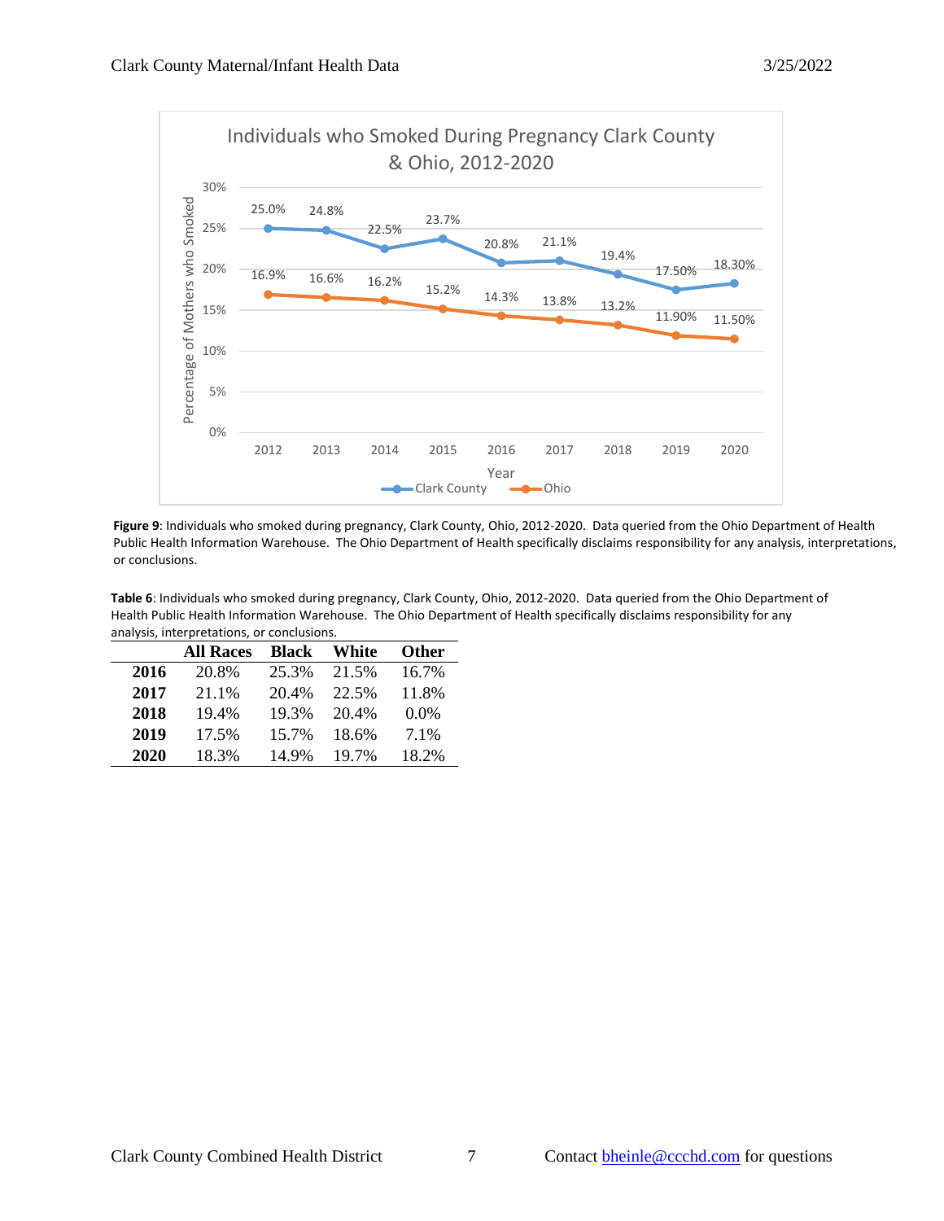**Figure 9**: Individuals who smoked during pregnancy, Clark County, Ohio, 2012-2020. Data queried from the Ohio Department of Health Public Health Information Warehouse. The Ohio Department of Health specifically disclaims responsibility for any analysis, interpretations, or conclusions.

**Table 6**: Individuals who smoked during pregnancy, Clark County, Ohio, 2012-2020. Data queried from the Ohio Department of Health Public Health Information Warehouse. The Ohio Department of Health specifically disclaims responsibility for any analysis, interpretations, or conclusions.

| | All Races | Black | White | Other |
|---|---|---|---|---|
| **2016** | 20.8% | 25.3% | 21.5% | 16.7% |
| **2017** | 21.1% | 20.4% | 22.5% | 11.8% |
| **2018** | 19.4% | 19.3% | 20.4% | 0.0% |
| **2019** | 17.5% | 15.7% | 18.6% | 7.1% |
| **2020** | 18.3% | 14.9% | 19.7% | 18.2% |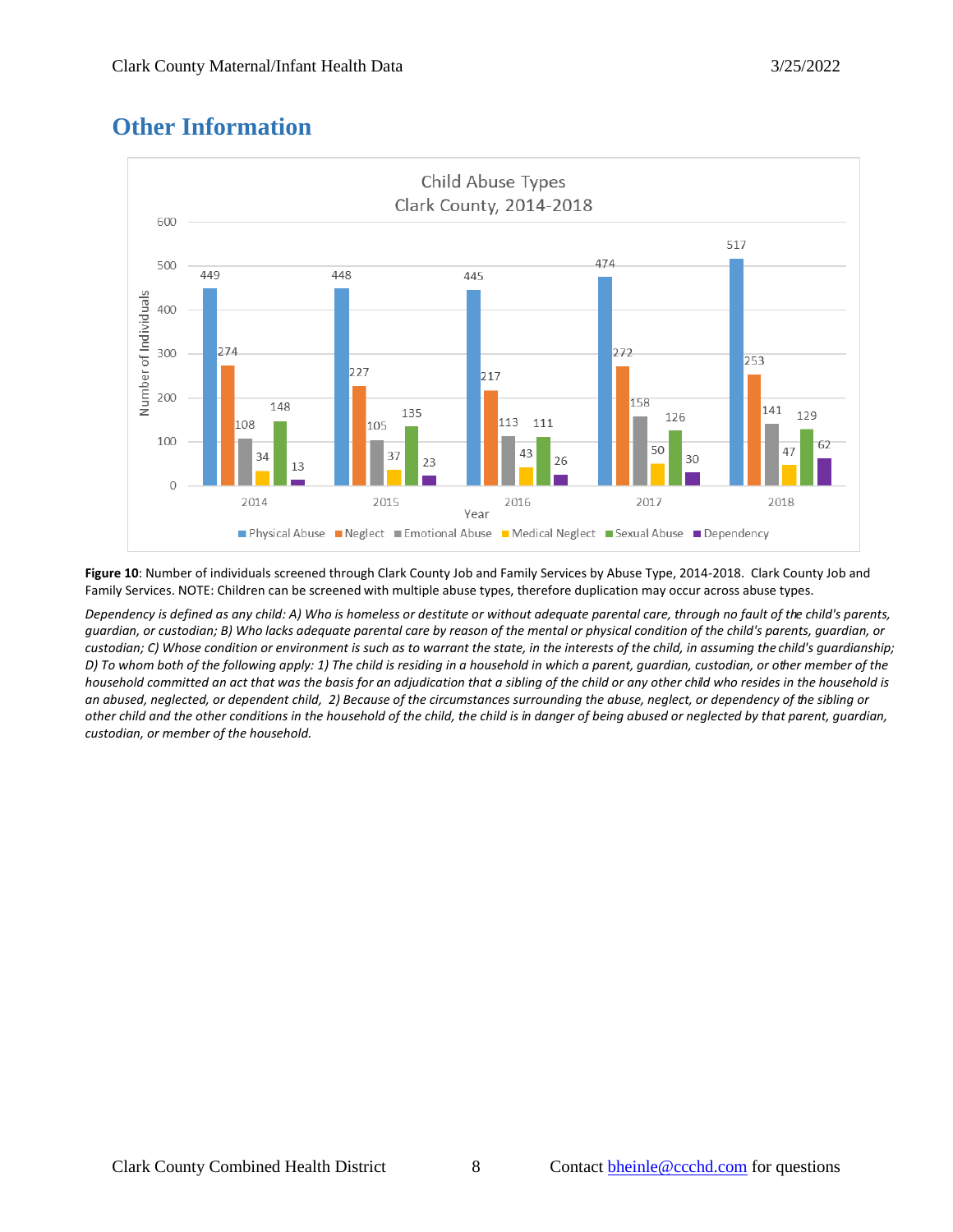# Other Information

Child Abuse Types
Clark County, 2014-2018

600
500
400
300
200
100
0

Number of Individuals

2014: 449, 274, 108, 34, 148, 13
2015: 448, 227, 105, 37, 135, 23
2016: 445, 217, 113, 43, 111, 26
2017: 474, 272, 158, 50, 126, 30
2018: 517, 253, 141, 47, 129, 62

Year

Physical Abuse, Neglect, Emotional Abuse, Medical Neglect, Sexual Abuse, Dependency

**Figure 10**: Number of individuals screened through Clark County Job and Family Services by Abuse Type, 2014-2018. Clark County Job and Family Services. NOTE: Children can be screened with multiple abuse types, therefore duplication may occur across abuse types.

*Dependency is defined as any child: A) Who is homeless or destitute or without adequate parental care, through no fault of the child's parents, guardian, or custodian; B) Who lacks adequate parental care by reason of the mental or physical condition of the child's parents, guardian, or custodian; C) Whose condition or environment is such as to warrant the state, in the interests of the child, in assuming the child's guardianship; D) To whom both of the following apply: 1) The child is residing in a household in which a parent, guardian, custodian, or other member of the household committed an act that was the basis for an adjudication that a sibling of the child or any other child who resides in the household is an abused, neglected, or dependent child, 2) Because of the circumstances surrounding the abuse, neglect, or dependency of the sibling or other child and the other conditions in the household of the child, the child is in danger of being abused or neglected by that parent, guardian, custodian, or member of the household.*